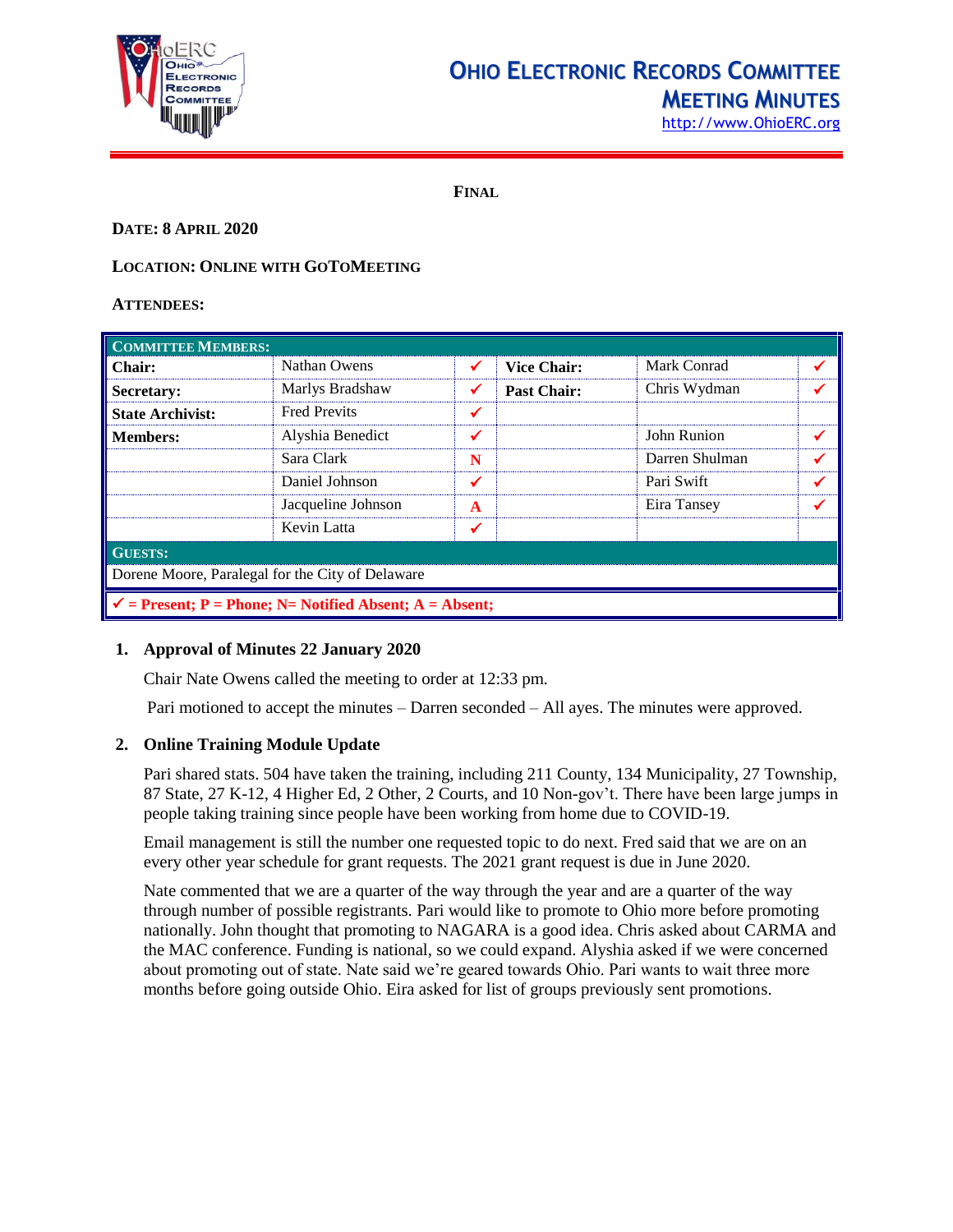# OHIO ELECTRONIC RECORDS COMMITTEE
## MEETING MINUTES

http://www.OhioERC.org

**FINAL**

**DATE: 8 APRIL 2020**

**LOCATION: ONLINE WITH GOTOMEETING**

**ATTENDEES:**

| COMMITTEE MEMBERS: | | | | | |
|---|---|---|---|---|---|
| **Chair:** | Nathan Owens | ✓ | **Vice Chair:** | Mark Conrad | ✓ |
| **Secretary:** | Marlys Bradshaw | ✓ | **Past Chair:** | Chris Wydman | ✓ |
| **State Archivist:** | Fred Previts | ✓ | | | |
| **Members:** | Alyshia Benedict | ✓ | | John Runion | ✓ |
| | Sara Clark | N | | Darren Shulman | ✓ |
| | Daniel Johnson | ✓ | | Pari Swift | ✓ |
| | Jacqueline Johnson | A | | Eira Tansey | ✓ |
| | Kevin Latta | ✓ | | | |
| **GUESTS:** | | | | | |
| Dorene Moore, Paralegal for the City of Delaware | | | | | |
| ✓ = Present; P = Phone; N= Notified Absent; A = Absent; | | | | | |

1. **Approval of Minutes 22 January 2020**

   Chair Nate Owens called the meeting to order at 12:33 pm.

   Pari motioned to accept the minutes – Darren seconded – All ayes. The minutes were approved.

2. **Online Training Module Update**

   Pari shared stats. 504 have taken the training, including 211 County, 134 Municipality, 27 Township, 87 State, 27 K-12, 4 Higher Ed, 2 Other, 2 Courts, and 10 Non-gov't. There have been large jumps in people taking training since people have been working from home due to COVID-19.

   Email management is still the number one requested topic to do next. Fred said that we are on an every other year schedule for grant requests. The 2021 grant request is due in June 2020.

   Nate commented that we are a quarter of the way through the year and are a quarter of the way through number of possible registrants. Pari would like to promote to Ohio more before promoting nationally. John thought that promoting to NAGARA is a good idea. Chris asked about CARMA and the MAC conference. Funding is national, so we could expand. Alyshia asked if we were concerned about promoting out of state. Nate said we're geared towards Ohio. Pari wants to wait three more months before going outside Ohio. Eira asked for list of groups previously sent promotions.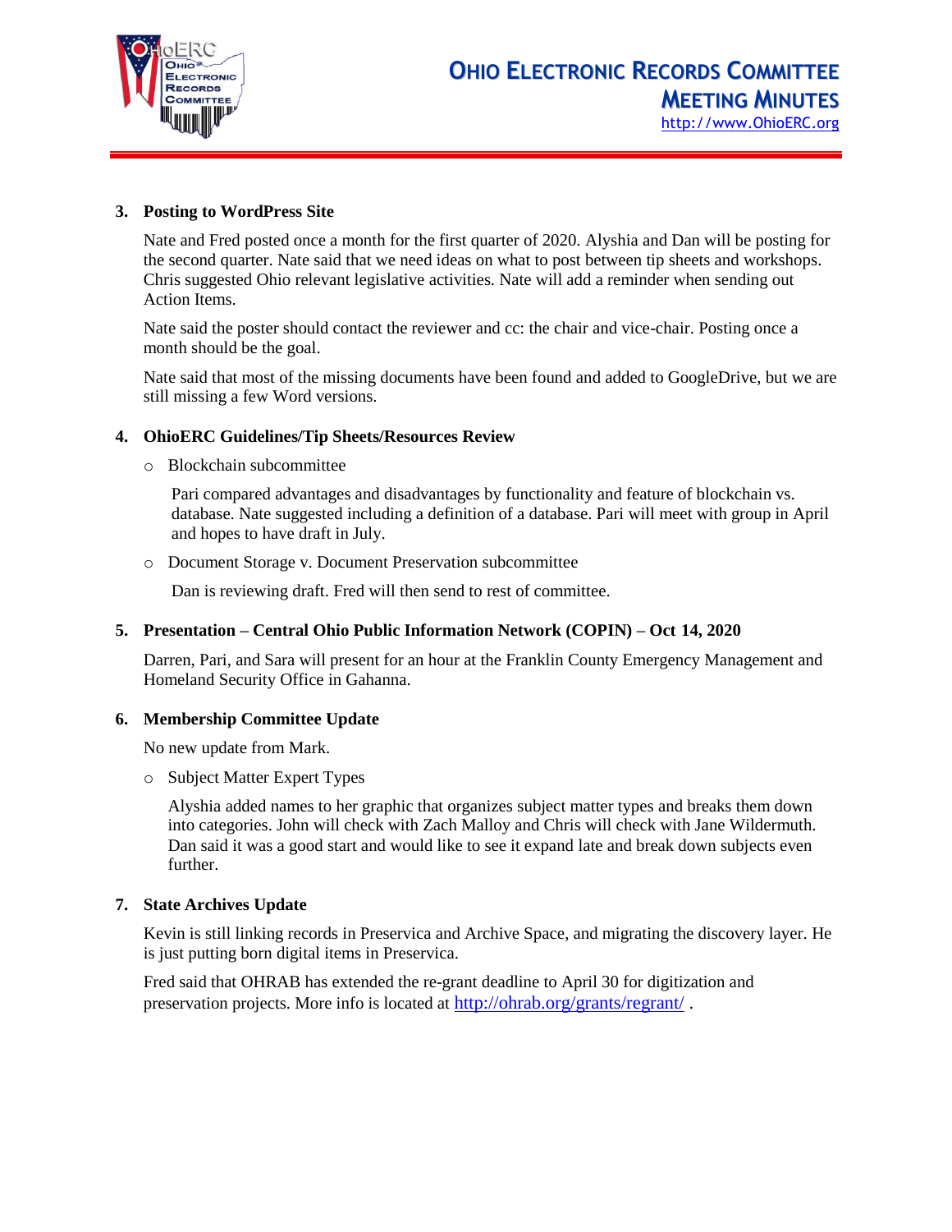**3. Posting to WordPress Site**

Nate and Fred posted once a month for the first quarter of 2020. Alyshia and Dan will be posting for the second quarter. Nate said that we need ideas on what to post between tip sheets and workshops. Chris suggested Ohio relevant legislative activities. Nate will add a reminder when sending out Action Items.

Nate said the poster should contact the reviewer and cc: the chair and vice-chair. Posting once a month should be the goal.

Nate said that most of the missing documents have been found and added to GoogleDrive, but we are still missing a few Word versions.

**4. OhioERC Guidelines/Tip Sheets/Resources Review**

- Blockchain subcommittee

  Pari compared advantages and disadvantages by functionality and feature of blockchain vs. database. Nate suggested including a definition of a database. Pari will meet with group in April and hopes to have draft in July.

- Document Storage v. Document Preservation subcommittee

  Dan is reviewing draft. Fred will then send to rest of committee.

**5. Presentation – Central Ohio Public Information Network (COPIN) – Oct 14, 2020**

Darren, Pari, and Sara will present for an hour at the Franklin County Emergency Management and Homeland Security Office in Gahanna.

**6. Membership Committee Update**

No new update from Mark.

- Subject Matter Expert Types

  Alyshia added names to her graphic that organizes subject matter types and breaks them down into categories. John will check with Zach Malloy and Chris will check with Jane Wildermuth. Dan said it was a good start and would like to see it expand late and break down subjects even further.

**7. State Archives Update**

Kevin is still linking records in Preservica and Archive Space, and migrating the discovery layer. He is just putting born digital items in Preservica.

Fred said that OHRAB has extended the re-grant deadline to April 30 for digitization and preservation projects. More info is located at http://ohrab.org/grants/regrant/ .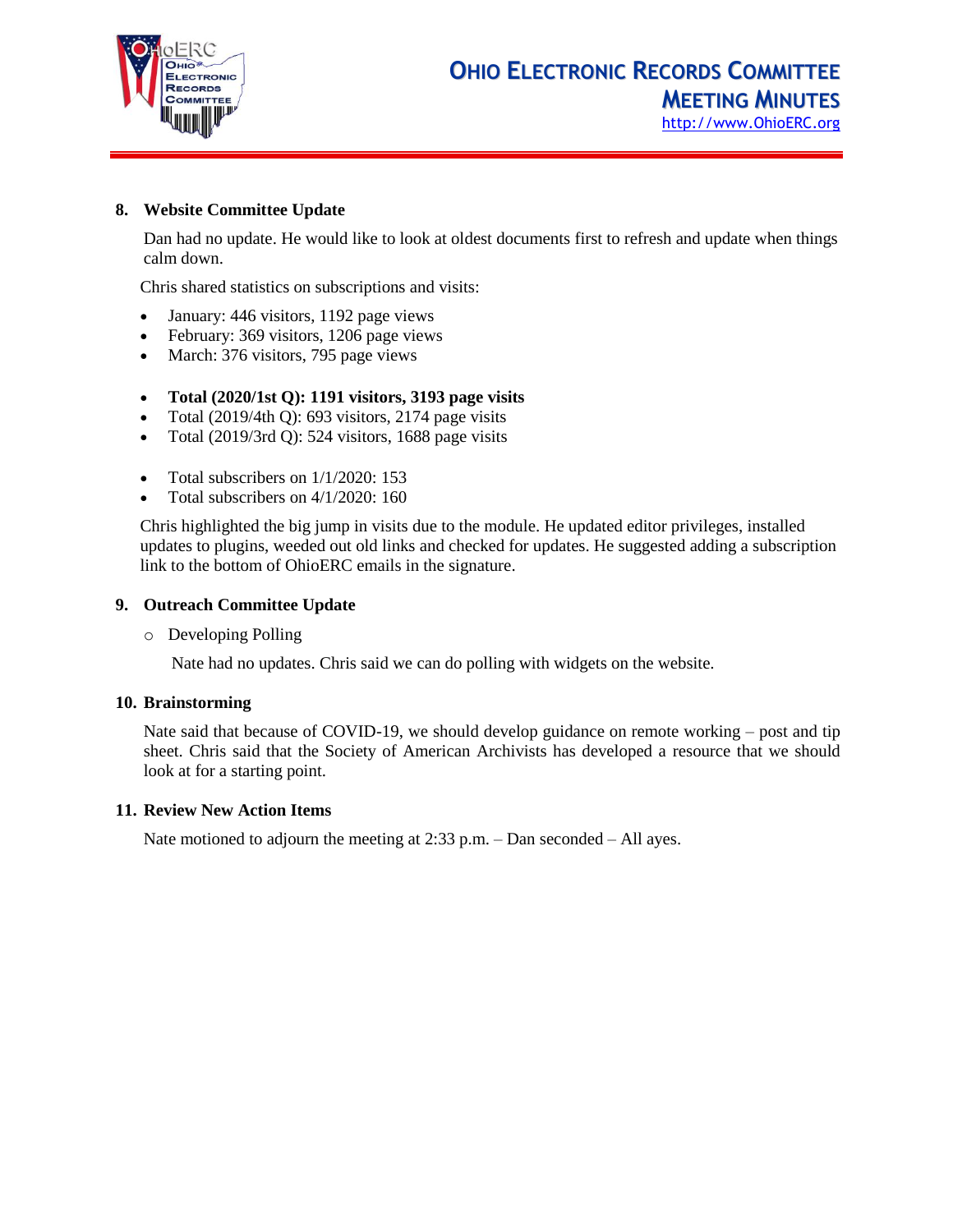## 8. Website Committee Update

Dan had no update. He would like to look at oldest documents first to refresh and update when things calm down.

Chris shared statistics on subscriptions and visits:

- January: 446 visitors, 1192 page views
- February: 369 visitors, 1206 page views
- March: 376 visitors, 795 page views

- **Total (2020/1st Q): 1191 visitors, 3193 page visits**
- Total (2019/4th Q): 693 visitors, 2174 page visits
- Total (2019/3rd Q): 524 visitors, 1688 page visits

- Total subscribers on 1/1/2020: 153
- Total subscribers on 4/1/2020: 160

Chris highlighted the big jump in visits due to the module. He updated editor privileges, installed updates to plugins, weeded out old links and checked for updates. He suggested adding a subscription link to the bottom of OhioERC emails in the signature.

## 9. Outreach Committee Update

- Developing Polling

Nate had no updates. Chris said we can do polling with widgets on the website.

## 10. Brainstorming

Nate said that because of COVID-19, we should develop guidance on remote working – post and tip sheet. Chris said that the Society of American Archivists has developed a resource that we should look at for a starting point.

## 11. Review New Action Items

Nate motioned to adjourn the meeting at 2:33 p.m. – Dan seconded – All ayes.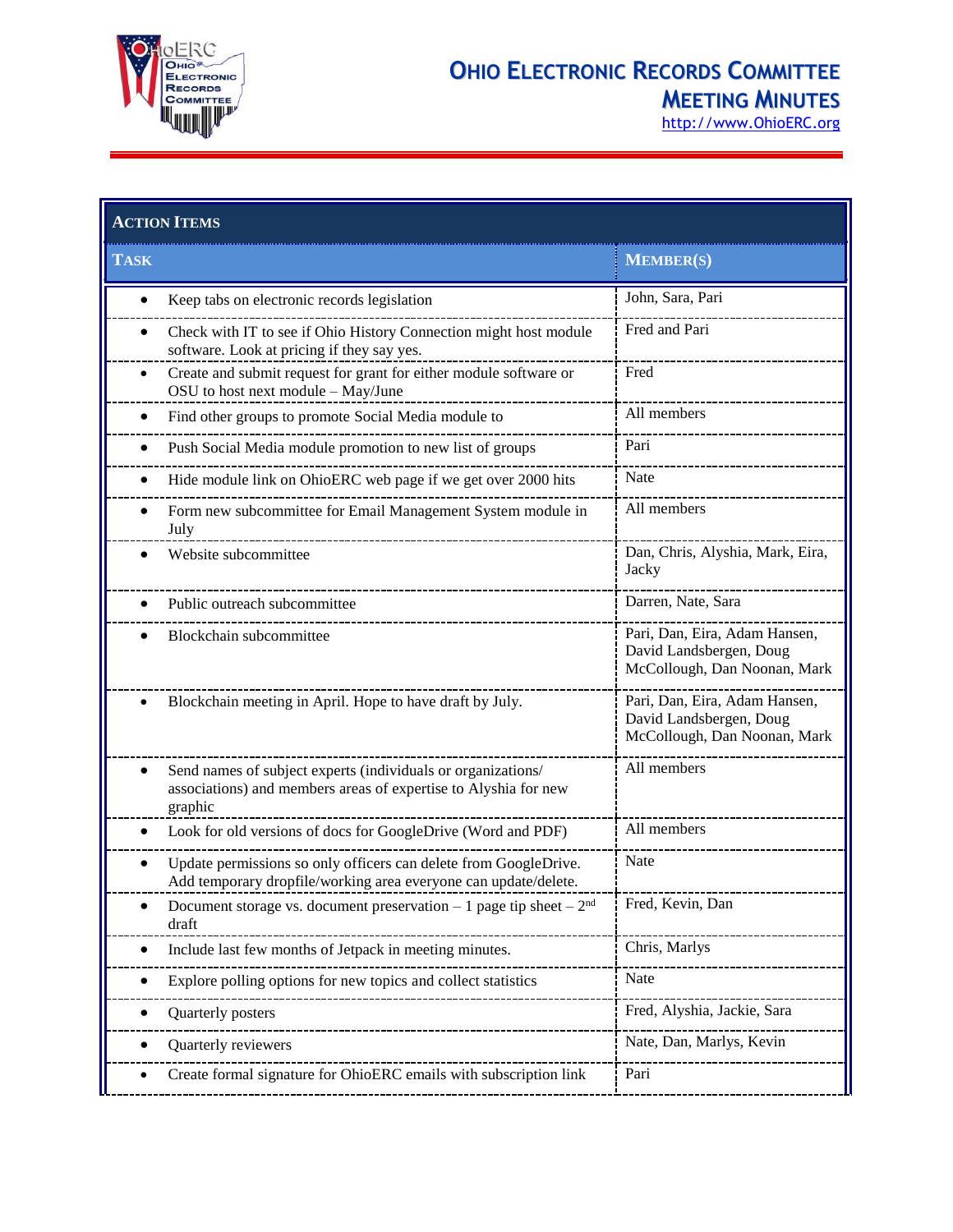# Ohio Electronic Records Committee Meeting Minutes

http://www.OhioERC.org

| Action Items | |
|---|---|
| **Task** | **Member(s)** |
| • Keep tabs on electronic records legislation | John, Sara, Pari |
| • Check with IT to see if Ohio History Connection might host module software. Look at pricing if they say yes. | Fred and Pari |
| • Create and submit request for grant for either module software or OSU to host next module – May/June | Fred |
| • Find other groups to promote Social Media module to | All members |
| • Push Social Media module promotion to new list of groups | Pari |
| • Hide module link on OhioERC web page if we get over 2000 hits | Nate |
| • Form new subcommittee for Email Management System module in July | All members |
| • Website subcommittee | Dan, Chris, Alyshia, Mark, Eira, Jacky |
| • Public outreach subcommittee | Darren, Nate, Sara |
| • Blockchain subcommittee | Pari, Dan, Eira, Adam Hansen, David Landsbergen, Doug McCollough, Dan Noonan, Mark |
| • Blockchain meeting in April. Hope to have draft by July. | Pari, Dan, Eira, Adam Hansen, David Landsbergen, Doug McCollough, Dan Noonan, Mark |
| • Send names of subject experts (individuals or organizations/ associations) and members areas of expertise to Alyshia for new graphic | All members |
| • Look for old versions of docs for GoogleDrive (Word and PDF) | All members |
| • Update permissions so only officers can delete from GoogleDrive. Add temporary dropfile/working area everyone can update/delete. | Nate |
| • Document storage vs. document preservation – 1 page tip sheet – 2nd draft | Fred, Kevin, Dan |
| • Include last few months of Jetpack in meeting minutes. | Chris, Marlys |
| • Explore polling options for new topics and collect statistics | Nate |
| • Quarterly posters | Fred, Alyshia, Jackie, Sara |
| • Quarterly reviewers | Nate, Dan, Marlys, Kevin |
| • Create formal signature for OhioERC emails with subscription link | Pari |